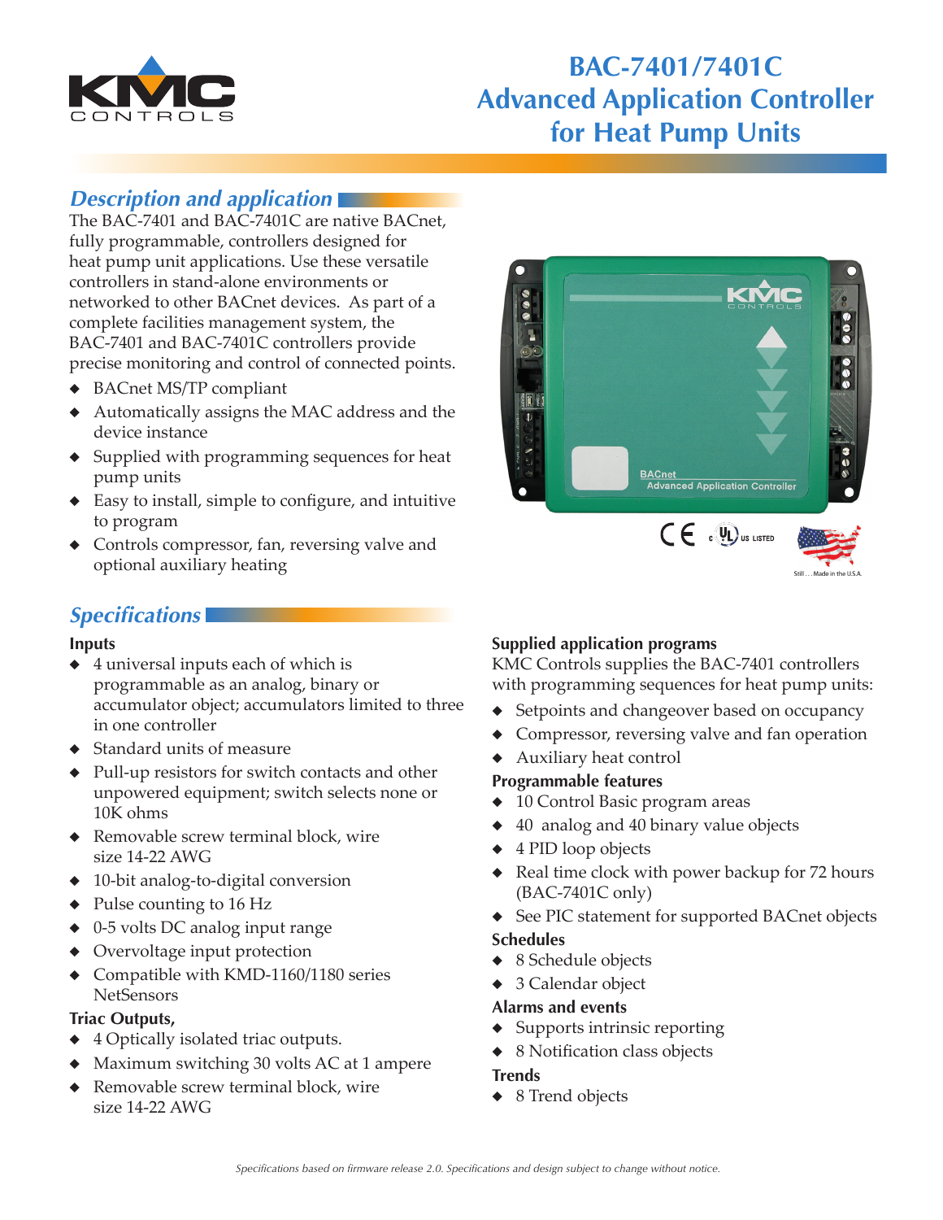# BAC-7401/7401C Advanced Application Controller for Heat Pump Units

## Description and application

The BAC-7401 and BAC-7401C are native BACnet, fully programmable, controllers designed for heat pump unit applications. Use these versatile controllers in stand-alone environments or networked to other BACnet devices. As part of a complete facilities management system, the BAC-7401 and BAC-7401C controllers provide precise monitoring and control of connected points.

- BACnet MS/TP compliant
- Automatically assigns the MAC address and the device instance
- Supplied with programming sequences for heat pump units
- Easy to install, simple to configure, and intuitive to program
- Controls compressor, fan, reversing valve and optional auxiliary heating

## Specifications

### Inputs

- 4 universal inputs each of which is programmable as an analog, binary or accumulator object; accumulators limited to three in one controller
- Standard units of measure
- Pull-up resistors for switch contacts and other unpowered equipment; switch selects none or 10K ohms
- Removable screw terminal block, wire size 14-22 AWG
- 10-bit analog-to-digital conversion
- Pulse counting to 16 Hz
- 0-5 volts DC analog input range
- Overvoltage input protection
- Compatible with KMD-1160/1180 series NetSensors

### Triac Outputs,

- 4 Optically isolated triac outputs.
- Maximum switching 30 volts AC at 1 ampere
- Removable screw terminal block, wire size 14-22 AWG

### Supplied application programs

KMC Controls supplies the BAC-7401 controllers with programming sequences for heat pump units:

- Setpoints and changeover based on occupancy
- Compressor, reversing valve and fan operation
- Auxiliary heat control

### Programmable features

- 10 Control Basic program areas
- 40 analog and 40 binary value objects
- 4 PID loop objects
- Real time clock with power backup for 72 hours (BAC-7401C only)
- See PIC statement for supported BACnet objects

### Schedules

- 8 Schedule objects
- 3 Calendar object

### Alarms and events

- Supports intrinsic reporting
- 8 Notification class objects

### Trends

- 8 Trend objects

*Specifications based on firmware release 2.0. Specifications and design subject to change without notice.*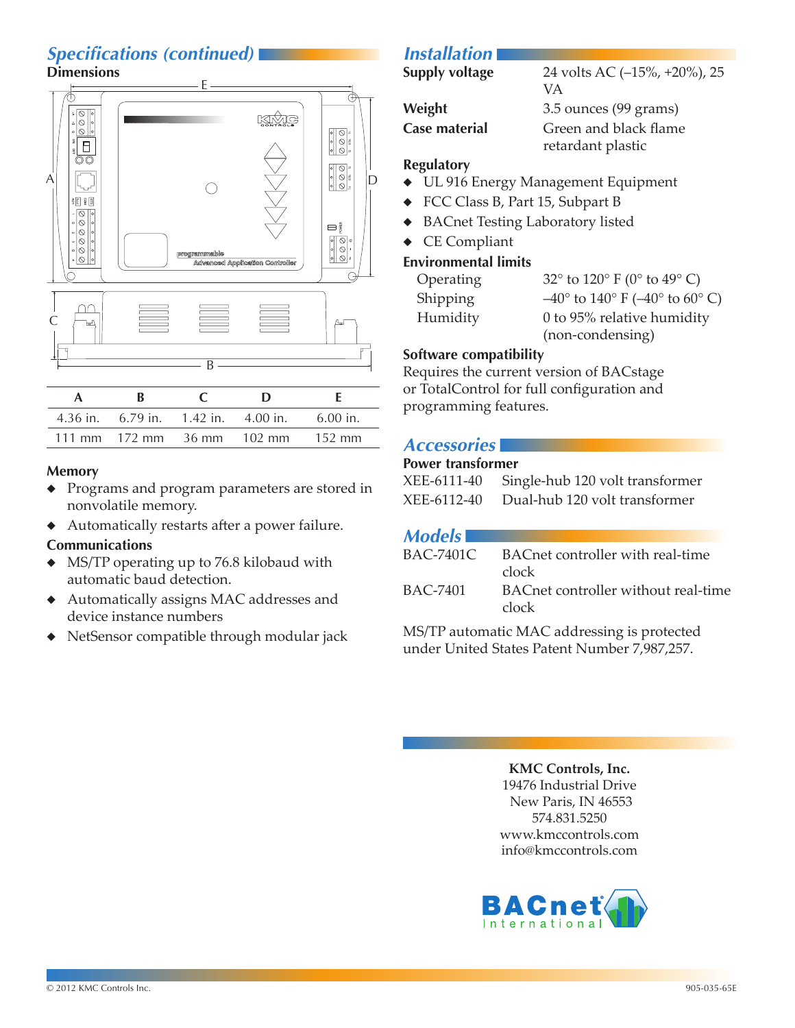## Specifications (continued)

### Dimensions

| A | B | C | D | E |
|---|---|---|---|---|
| 4.36 in. | 6.79 in. | 1.42 in. | 4.00 in. | 6.00 in. |
| 111 mm | 172 mm | 36 mm | 102 mm | 152 mm |

### Memory

- Programs and program parameters are stored in nonvolatile memory.
- Automatically restarts after a power failure.

### Communications

- MS/TP operating up to 76.8 kilobaud with automatic baud detection.
- Automatically assigns MAC addresses and device instance numbers
- NetSensor compatible through modular jack

## Installation

**Supply voltage** 24 volts AC (–15%, +20%), 25 VA

**Weight** 3.5 ounces (99 grams)

**Case material** Green and black flame retardant plastic

### Regulatory

- UL 916 Energy Management Equipment
- FCC Class B, Part 15, Subpart B
- BACnet Testing Laboratory listed
- CE Compliant

### Environmental limits

| | |
|---|---|
| Operating | 32° to 120° F (0° to 49° C) |
| Shipping | –40° to 140° F (–40° to 60° C) |
| Humidity | 0 to 95% relative humidity (non-condensing) |

### Software compatibility

Requires the current version of BACstage or TotalControl for full configuration and programming features.

## Accessories

### Power transformer

| | |
|---|---|
| XEE-6111-40 | Single-hub 120 volt transformer |
| XEE-6112-40 | Dual-hub 120 volt transformer |

## Models

| | |
|---|---|
| BAC-7401C | BACnet controller with real-time clock |
| BAC-7401 | BACnet controller without real-time clock |

MS/TP automatic MAC addressing is protected under United States Patent Number 7,987,257.

**KMC Controls, Inc.**
19476 Industrial Drive
New Paris, IN 46553
574.831.5250
www.kmccontrols.com
info@kmccontrols.com

© 2012 KMC Controls Inc.

905-035-65E